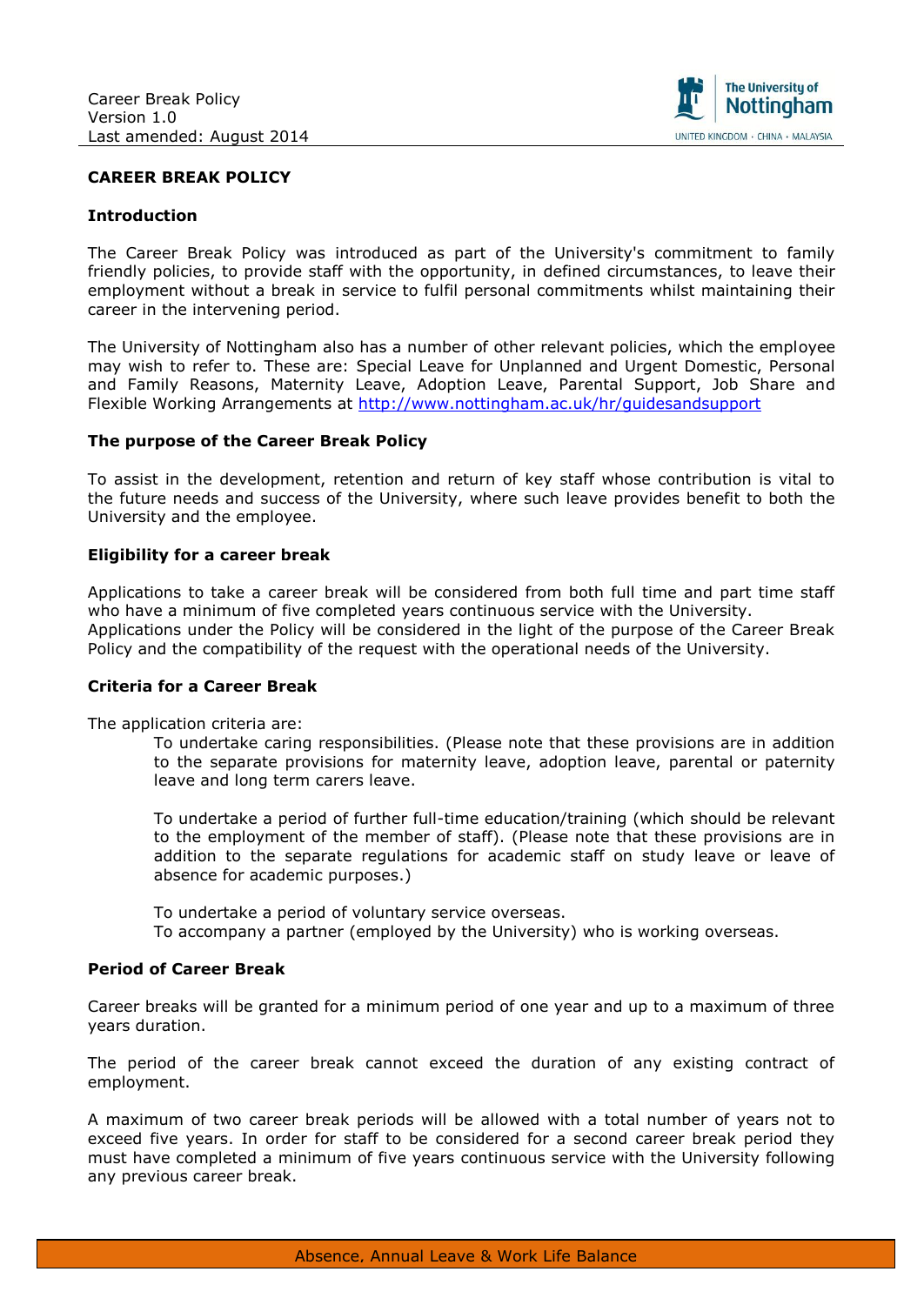# CAREER BREAK POLICY

## Introduction

The Career Break Policy was introduced as part of the University's commitment to family friendly policies, to provide staff with the opportunity, in defined circumstances, to leave their employment without a break in service to fulfil personal commitments whilst maintaining their career in the intervening period.

The University of Nottingham also has a number of other relevant policies, which the employee may wish to refer to. These are: Special Leave for Unplanned and Urgent Domestic, Personal and Family Reasons, Maternity Leave, Adoption Leave, Parental Support, Job Share and Flexible Working Arrangements at http://www.nottingham.ac.uk/hr/guidesandsupport

## The purpose of the Career Break Policy

To assist in the development, retention and return of key staff whose contribution is vital to the future needs and success of the University, where such leave provides benefit to both the University and the employee.

## Eligibility for a career break

Applications to take a career break will be considered from both full time and part time staff who have a minimum of five completed years continuous service with the University.
Applications under the Policy will be considered in the light of the purpose of the Career Break Policy and the compatibility of the request with the operational needs of the University.

## Criteria for a Career Break

The application criteria are:

To undertake caring responsibilities. (Please note that these provisions are in addition to the separate provisions for maternity leave, adoption leave, parental or paternity leave and long term carers leave.

To undertake a period of further full-time education/training (which should be relevant to the employment of the member of staff). (Please note that these provisions are in addition to the separate regulations for academic staff on study leave or leave of absence for academic purposes.)

To undertake a period of voluntary service overseas.
To accompany a partner (employed by the University) who is working overseas.

## Period of Career Break

Career breaks will be granted for a minimum period of one year and up to a maximum of three years duration.

The period of the career break cannot exceed the duration of any existing contract of employment.

A maximum of two career break periods will be allowed with a total number of years not to exceed five years. In order for staff to be considered for a second career break period they must have completed a minimum of five years continuous service with the University following any previous career break.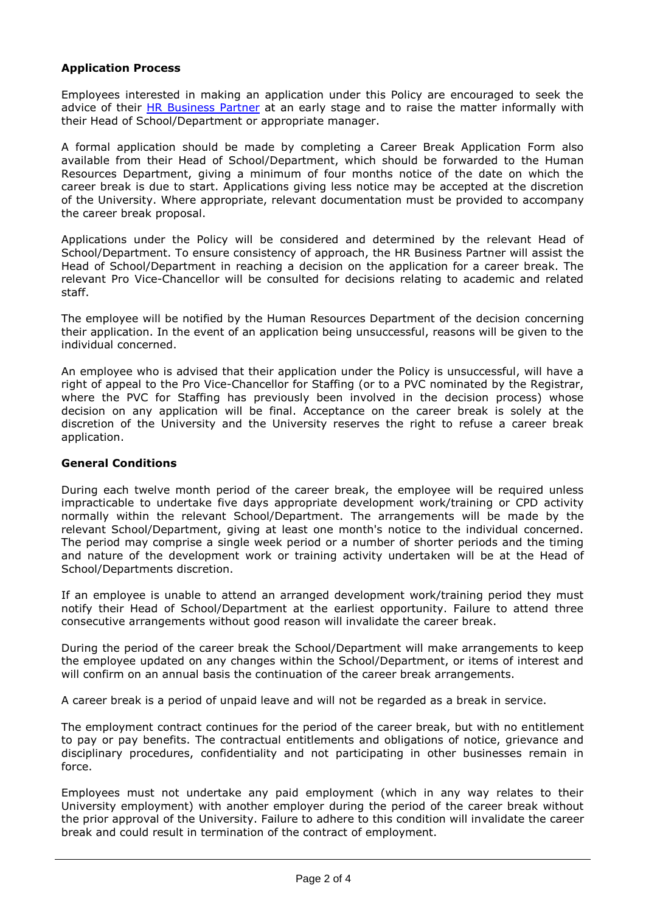**Application Process**

Employees interested in making an application under this Policy are encouraged to seek the advice of their HR Business Partner at an early stage and to raise the matter informally with their Head of School/Department or appropriate manager.

A formal application should be made by completing a Career Break Application Form also available from their Head of School/Department, which should be forwarded to the Human Resources Department, giving a minimum of four months notice of the date on which the career break is due to start. Applications giving less notice may be accepted at the discretion of the University. Where appropriate, relevant documentation must be provided to accompany the career break proposal.

Applications under the Policy will be considered and determined by the relevant Head of School/Department. To ensure consistency of approach, the HR Business Partner will assist the Head of School/Department in reaching a decision on the application for a career break. The relevant Pro Vice-Chancellor will be consulted for decisions relating to academic and related staff.

The employee will be notified by the Human Resources Department of the decision concerning their application. In the event of an application being unsuccessful, reasons will be given to the individual concerned.

An employee who is advised that their application under the Policy is unsuccessful, will have a right of appeal to the Pro Vice-Chancellor for Staffing (or to a PVC nominated by the Registrar, where the PVC for Staffing has previously been involved in the decision process) whose decision on any application will be final. Acceptance on the career break is solely at the discretion of the University and the University reserves the right to refuse a career break application.

**General Conditions**

During each twelve month period of the career break, the employee will be required unless impracticable to undertake five days appropriate development work/training or CPD activity normally within the relevant School/Department. The arrangements will be made by the relevant School/Department, giving at least one month's notice to the individual concerned. The period may comprise a single week period or a number of shorter periods and the timing and nature of the development work or training activity undertaken will be at the Head of School/Departments discretion.

If an employee is unable to attend an arranged development work/training period they must notify their Head of School/Department at the earliest opportunity. Failure to attend three consecutive arrangements without good reason will invalidate the career break.

During the period of the career break the School/Department will make arrangements to keep the employee updated on any changes within the School/Department, or items of interest and will confirm on an annual basis the continuation of the career break arrangements.

A career break is a period of unpaid leave and will not be regarded as a break in service.

The employment contract continues for the period of the career break, but with no entitlement to pay or pay benefits. The contractual entitlements and obligations of notice, grievance and disciplinary procedures, confidentiality and not participating in other businesses remain in force.

Employees must not undertake any paid employment (which in any way relates to their University employment) with another employer during the period of the career break without the prior approval of the University. Failure to adhere to this condition will invalidate the career break and could result in termination of the contract of employment.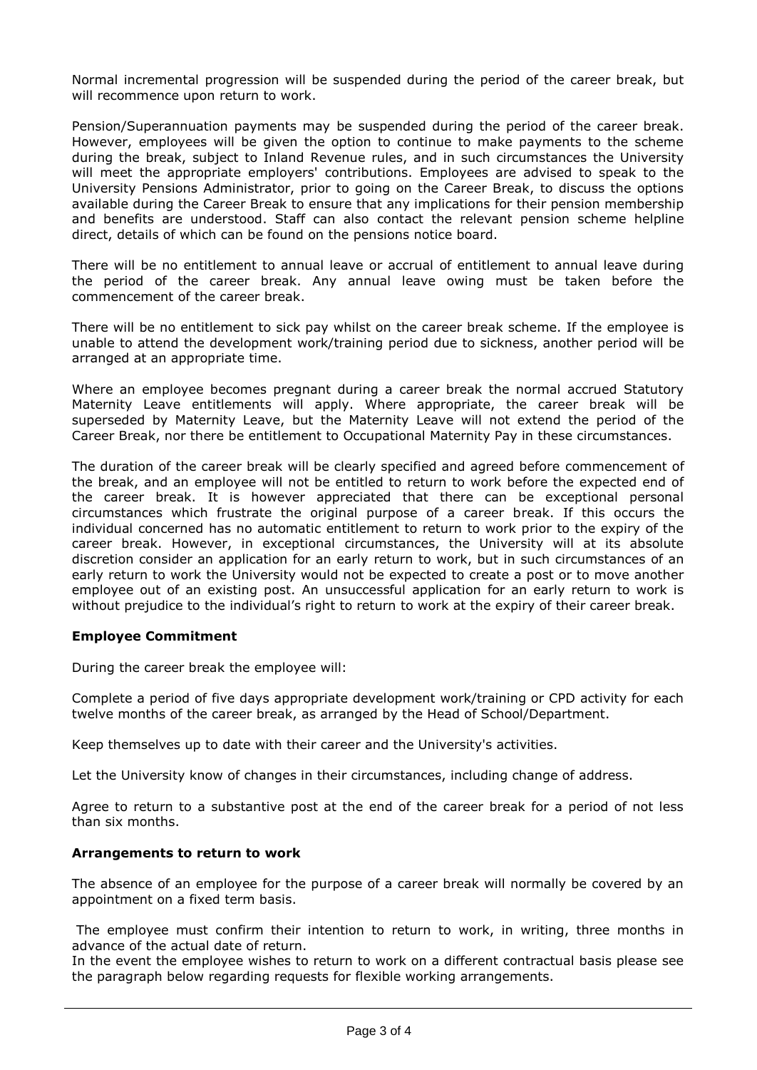Normal incremental progression will be suspended during the period of the career break, but will recommence upon return to work.

Pension/Superannuation payments may be suspended during the period of the career break. However, employees will be given the option to continue to make payments to the scheme during the break, subject to Inland Revenue rules, and in such circumstances the University will meet the appropriate employers' contributions. Employees are advised to speak to the University Pensions Administrator, prior to going on the Career Break, to discuss the options available during the Career Break to ensure that any implications for their pension membership and benefits are understood. Staff can also contact the relevant pension scheme helpline direct, details of which can be found on the pensions notice board.

There will be no entitlement to annual leave or accrual of entitlement to annual leave during the period of the career break. Any annual leave owing must be taken before the commencement of the career break.

There will be no entitlement to sick pay whilst on the career break scheme. If the employee is unable to attend the development work/training period due to sickness, another period will be arranged at an appropriate time.

Where an employee becomes pregnant during a career break the normal accrued Statutory Maternity Leave entitlements will apply. Where appropriate, the career break will be superseded by Maternity Leave, but the Maternity Leave will not extend the period of the Career Break, nor there be entitlement to Occupational Maternity Pay in these circumstances.

The duration of the career break will be clearly specified and agreed before commencement of the break, and an employee will not be entitled to return to work before the expected end of the career break. It is however appreciated that there can be exceptional personal circumstances which frustrate the original purpose of a career break. If this occurs the individual concerned has no automatic entitlement to return to work prior to the expiry of the career break. However, in exceptional circumstances, the University will at its absolute discretion consider an application for an early return to work, but in such circumstances of an early return to work the University would not be expected to create a post or to move another employee out of an existing post. An unsuccessful application for an early return to work is without prejudice to the individual's right to return to work at the expiry of their career break.

**Employee Commitment**

During the career break the employee will:

Complete a period of five days appropriate development work/training or CPD activity for each twelve months of the career break, as arranged by the Head of School/Department.

Keep themselves up to date with their career and the University's activities.

Let the University know of changes in their circumstances, including change of address.

Agree to return to a substantive post at the end of the career break for a period of not less than six months.

**Arrangements to return to work**

The absence of an employee for the purpose of a career break will normally be covered by an appointment on a fixed term basis.

The employee must confirm their intention to return to work, in writing, three months in advance of the actual date of return.
In the event the employee wishes to return to work on a different contractual basis please see the paragraph below regarding requests for flexible working arrangements.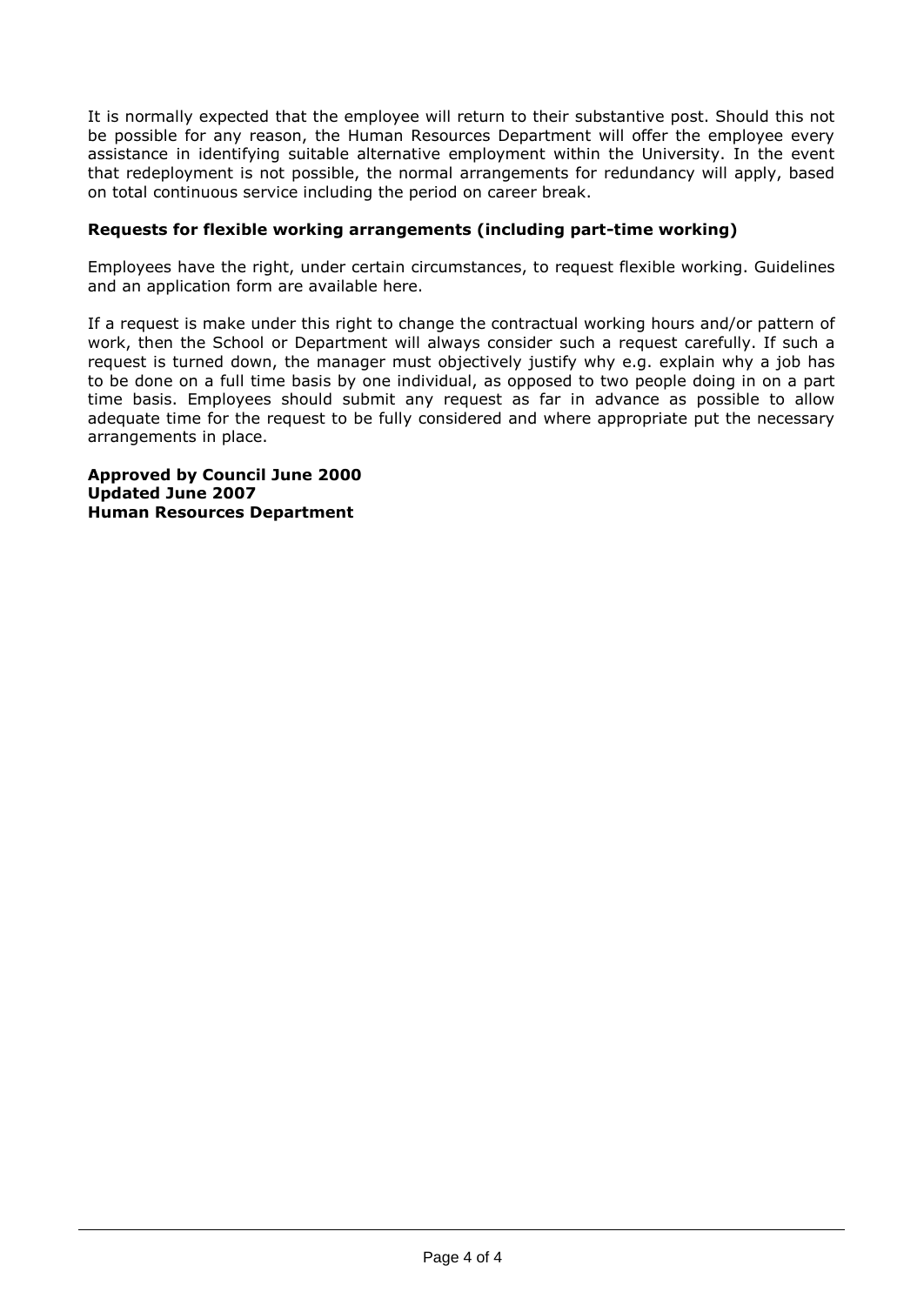It is normally expected that the employee will return to their substantive post. Should this not be possible for any reason, the Human Resources Department will offer the employee every assistance in identifying suitable alternative employment within the University. In the event that redeployment is not possible, the normal arrangements for redundancy will apply, based on total continuous service including the period on career break.

**Requests for flexible working arrangements (including part-time working)**

Employees have the right, under certain circumstances, to request flexible working. Guidelines and an application form are available here.

If a request is make under this right to change the contractual working hours and/or pattern of work, then the School or Department will always consider such a request carefully. If such a request is turned down, the manager must objectively justify why e.g. explain why a job has to be done on a full time basis by one individual, as opposed to two people doing in on a part time basis. Employees should submit any request as far in advance as possible to allow adequate time for the request to be fully considered and where appropriate put the necessary arrangements in place.

**Approved by Council June 2000**
**Updated June 2007**
**Human Resources Department**